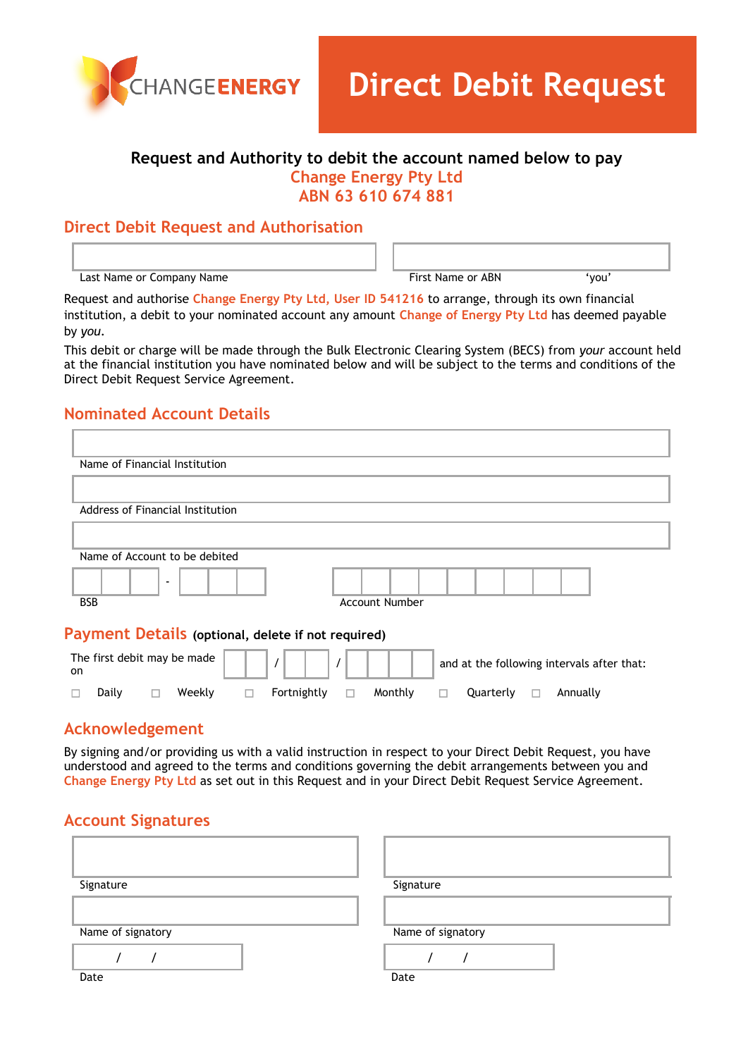CHANGE**ENERGY**

# Direct Debit Request

**Request and Authority to debit the account named below to pay**
**Change Energy Pty Ltd**
**ABN 63 610 674 881**

## Direct Debit Request and Authorisation

| | |
|---|---|
| Last Name or Company Name | First Name or ABN 'you' |

Request and authorise Change Energy Pty Ltd, User ID 541216 to arrange, through its own financial institution, a debit to your nominated account any amount Change of Energy Pty Ltd has deemed payable by *you*.

This debit or charge will be made through the Bulk Electronic Clearing System (BECS) from *your* account held at the financial institution you have nominated below and will be subject to the terms and conditions of the Direct Debit Request Service Agreement.

## Nominated Account Details

Name of Financial Institution

Address of Financial Institution

Name of Account to be debited

BSB ___ - ___ Account Number

## Payment Details **(optional, delete if not required)**

The first debit may be made on __ / __ / ____ and at the following intervals after that:

☐ Daily ☐ Weekly ☐ Fortnightly ☐ Monthly ☐ Quarterly ☐ Annually

## Acknowledgement

By signing and/or providing us with a valid instruction in respect to your Direct Debit Request, you have understood and agreed to the terms and conditions governing the debit arrangements between you and Change Energy Pty Ltd as set out in this Request and in your Direct Debit Request Service Agreement.

## Account Signatures

| | |
|---|---|
| Signature | Signature |
| Name of signatory | Name of signatory |
| / / | / / |
| Date | Date |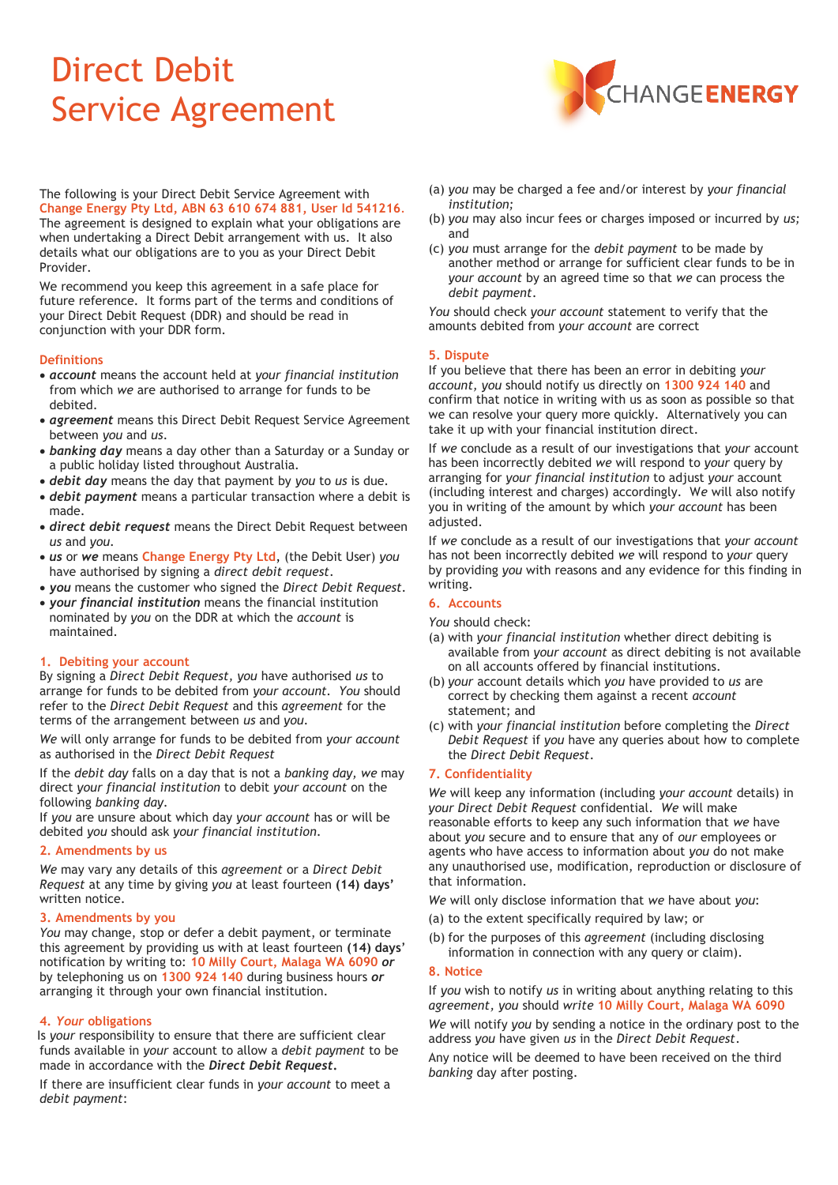# Direct Debit Service Agreement

CHANGE**ENERGY**

The following is your Direct Debit Service Agreement with Change Energy Pty Ltd, ABN 63 610 674 881, User Id 541216. The agreement is designed to explain what your obligations are when undertaking a Direct Debit arrangement with us. It also details what our obligations are to you as your Direct Debit Provider.

We recommend you keep this agreement in a safe place for future reference. It forms part of the terms and conditions of your Direct Debit Request (DDR) and should be read in conjunction with your DDR form.

## Definitions

- ***account*** means the account held at *your financial institution* from which *we* are authorised to arrange for funds to be debited.
- ***agreement*** means this Direct Debit Request Service Agreement between *you* and *us*.
- ***banking day*** means a day other than a Saturday or a Sunday or a public holiday listed throughout Australia.
- ***debit day*** means the day that payment by *you* to *us* is due.
- ***debit payment*** means a particular transaction where a debit is made.
- ***direct debit request*** means the Direct Debit Request between *us* and *you*.
- ***us*** or ***we*** means Change Energy Pty Ltd, (the Debit User) *you* have authorised by signing a *direct debit request*.
- ***you*** means the customer who signed the *Direct Debit Request*.
- ***your financial institution*** means the financial institution nominated by *you* on the DDR at which the *account* is maintained.

## 1. Debiting your account

By signing a *Direct Debit Request*, *you* have authorised *us* to arrange for funds to be debited from *your account*. *You* should refer to the *Direct Debit Request* and this *agreement* for the terms of the arrangement between *us* and *you*.

*We* will only arrange for funds to be debited from *your account* as authorised in the *Direct Debit Request*

If the *debit day* falls on a day that is not a *banking day*, *we* may direct *your financial institution* to debit *your account* on the following *banking day*.

If *you* are unsure about which day *your account* has or will be debited *you* should ask *your financial institution*.

## 2. Amendments by us

*We* may vary any details of this *agreement* or a *Direct Debit Request* at any time by giving *you* at least fourteen **(14) days'** written notice.

## 3. Amendments by you

*You* may change, stop or defer a debit payment, or terminate this agreement by providing us with at least fourteen **(14) days'** notification by writing to: 10 Milly Court, Malaga WA 6090 ***or*** by telephoning us on 1300 924 140 during business hours ***or*** arranging it through your own financial institution.

## 4. *Your* obligations

Is *your* responsibility to ensure that there are sufficient clear funds available in *your* account to allow a *debit payment* to be made in accordance with the ***Direct Debit Request.***

If there are insufficient clear funds in *your account* to meet a *debit payment*:

(a) *you* may be charged a fee and/or interest by *your financial institution;*

(b) *you* may also incur fees or charges imposed or incurred by *us*; and

(c) *you* must arrange for the *debit payment* to be made by another method or arrange for sufficient clear funds to be in *your account* by an agreed time so that *we* can process the *debit payment*.

*You* should check *your account* statement to verify that the amounts debited from *your account* are correct

## 5. Dispute

If you believe that there has been an error in debiting *your account*, *you* should notify us directly on 1300 924 140 and confirm that notice in writing with us as soon as possible so that we can resolve your query more quickly. Alternatively you can take it up with your financial institution direct.

If *we* conclude as a result of our investigations that *your* account has been incorrectly debited *we* will respond to *your* query by arranging for *your financial institution* to adjust *your* account (including interest and charges) accordingly. *We* will also notify you in writing of the amount by which *your account* has been adjusted.

If *we* conclude as a result of our investigations that *your account* has not been incorrectly debited *we* will respond to *your* query by providing *you* with reasons and any evidence for this finding in writing.

## 6. Accounts

*You* should check:

(a) with *your financial institution* whether direct debiting is available from *your account* as direct debiting is not available on all accounts offered by financial institutions.

(b) *your* account details which *you* have provided to *us* are correct by checking them against a recent *account* statement; and

(c) with *your financial institution* before completing the *Direct Debit Request* if *you* have any queries about how to complete the *Direct Debit Request*.

## 7. Confidentiality

*We* will keep any information (including *your account* details) in *your Direct Debit Request* confidential. *We* will make reasonable efforts to keep any such information that *we* have about *you* secure and to ensure that any of *our* employees or agents who have access to information about *you* do not make any unauthorised use, modification, reproduction or disclosure of that information.

*We* will only disclose information that *we* have about *you*:

(a) to the extent specifically required by law; or

(b) for the purposes of this *agreement* (including disclosing information in connection with any query or claim).

## 8. Notice

If *you* wish to notify *us* in writing about anything relating to this *agreement*, *you* should *write* 10 Milly Court, Malaga WA 6090

*We* will notify *you* by sending a notice in the ordinary post to the address *you* have given *us* in the *Direct Debit Request*.

Any notice will be deemed to have been received on the third *banking* day after posting.